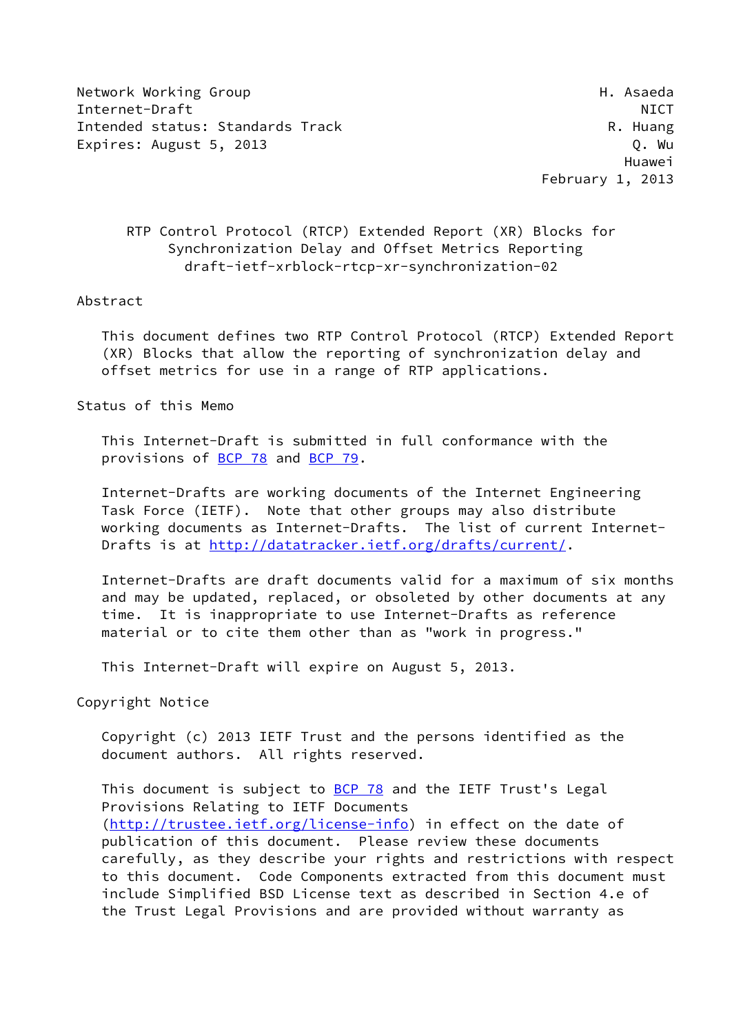Network Working Group H. Asaeda
Internet-Draft NICT
Intended status: Standards Track R. Huang
Expires: August 5, 2013 Q. Wu
Huawei
February 1, 2013

# RTP Control Protocol (RTCP) Extended Report (XR) Blocks for Synchronization Delay and Offset Metrics Reporting
draft-ietf-xrblock-rtcp-xr-synchronization-02

## Abstract

This document defines two RTP Control Protocol (RTCP) Extended Report (XR) Blocks that allow the reporting of synchronization delay and offset metrics for use in a range of RTP applications.

## Status of this Memo

This Internet-Draft is submitted in full conformance with the provisions of BCP 78 and BCP 79.

Internet-Drafts are working documents of the Internet Engineering Task Force (IETF). Note that other groups may also distribute working documents as Internet-Drafts. The list of current Internet-Drafts is at http://datatracker.ietf.org/drafts/current/.

Internet-Drafts are draft documents valid for a maximum of six months and may be updated, replaced, or obsoleted by other documents at any time. It is inappropriate to use Internet-Drafts as reference material or to cite them other than as "work in progress."

This Internet-Draft will expire on August 5, 2013.

## Copyright Notice

Copyright (c) 2013 IETF Trust and the persons identified as the document authors. All rights reserved.

This document is subject to BCP 78 and the IETF Trust's Legal Provisions Relating to IETF Documents (http://trustee.ietf.org/license-info) in effect on the date of publication of this document. Please review these documents carefully, as they describe your rights and restrictions with respect to this document. Code Components extracted from this document must include Simplified BSD License text as described in Section 4.e of the Trust Legal Provisions and are provided without warranty as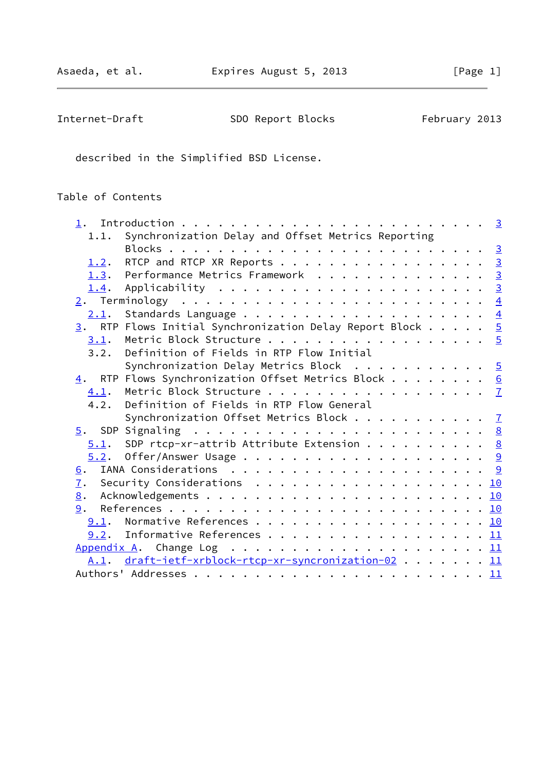described in the Simplified BSD License.

## Table of Contents

```
   1.  Introduction . . . . . . . . . . . . . . . . . . . . . . . .   3
     1.1.  Synchronization Delay and Offset Metrics Reporting
           Blocks . . . . . . . . . . . . . . . . . . . . . . . . .   3
     1.2.  RTCP and RTCP XR Reports . . . . . . . . . . . . . . . .   3
     1.3.  Performance Metrics Framework  . . . . . . . . . . . . .   3
     1.4.  Applicability  . . . . . . . . . . . . . . . . . . . . .   3
   2.  Terminology  . . . . . . . . . . . . . . . . . . . . . . . .   4
     2.1.  Standards Language . . . . . . . . . . . . . . . . . . .   4
   3.  RTP Flows Initial Synchronization Delay Report Block . . . . .   5
     3.1.  Metric Block Structure . . . . . . . . . . . . . . . . .   5
     3.2.  Definition of Fields in RTP Flow Initial
           Synchronization Delay Metrics Block  . . . . . . . . . .   5
   4.  RTP Flows Synchronization Offset Metrics Block . . . . . . . .   6
     4.1.  Metric Block Structure . . . . . . . . . . . . . . . . .   7
     4.2.  Definition of Fields in RTP Flow General
           Synchronization Offset Metrics Block . . . . . . . . . .   7
   5.  SDP Signaling  . . . . . . . . . . . . . . . . . . . . . . .   8
     5.1.  SDP rtcp-xr-attrib Attribute Extension . . . . . . . . .   8
     5.2.  Offer/Answer Usage . . . . . . . . . . . . . . . . . . .   9
   6.  IANA Considerations  . . . . . . . . . . . . . . . . . . . .   9
   7.  Security Considerations  . . . . . . . . . . . . . . . . . .  10
   8.  Acknowledgements . . . . . . . . . . . . . . . . . . . . . .  10
   9.  References . . . . . . . . . . . . . . . . . . . . . . . . .  10
     9.1.  Normative References . . . . . . . . . . . . . . . . . .  10
     9.2.  Informative References . . . . . . . . . . . . . . . . .  11
   Appendix A.  Change Log  . . . . . . . . . . . . . . . . . . . .  11
     A.1.  draft-ietf-xrblock-rtcp-xr-syncronization-02 . . . . . .  11
   Authors' Addresses . . . . . . . . . . . . . . . . . . . . . . .  11
```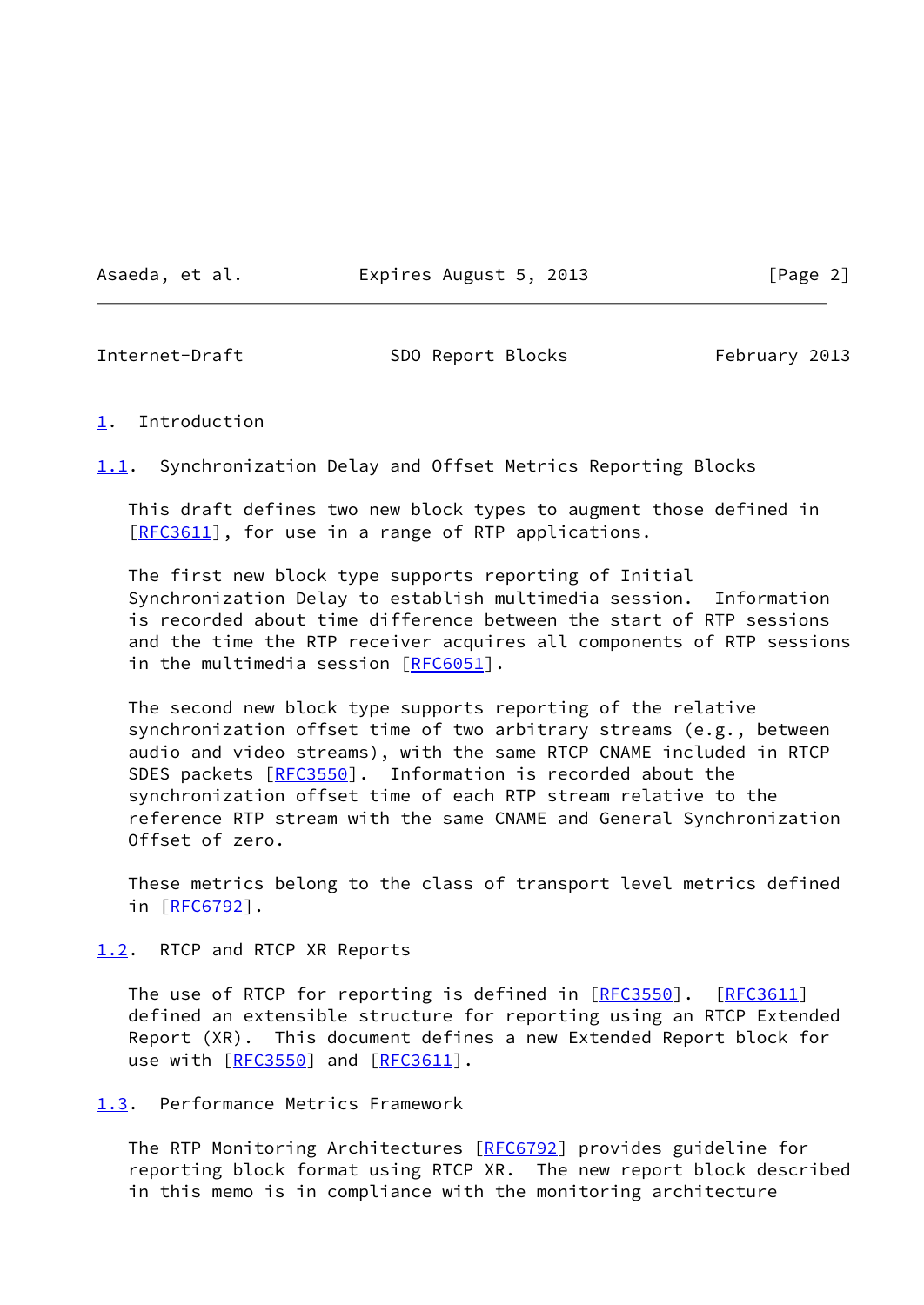# 1. Introduction

## 1.1. Synchronization Delay and Offset Metrics Reporting Blocks

This draft defines two new block types to augment those defined in [RFC3611], for use in a range of RTP applications.

The first new block type supports reporting of Initial Synchronization Delay to establish multimedia session. Information is recorded about time difference between the start of RTP sessions and the time the RTP receiver acquires all components of RTP sessions in the multimedia session [RFC6051].

The second new block type supports reporting of the relative synchronization offset time of two arbitrary streams (e.g., between audio and video streams), with the same RTCP CNAME included in RTCP SDES packets [RFC3550]. Information is recorded about the synchronization offset time of each RTP stream relative to the reference RTP stream with the same CNAME and General Synchronization Offset of zero.

These metrics belong to the class of transport level metrics defined in [RFC6792].

## 1.2. RTCP and RTCP XR Reports

The use of RTCP for reporting is defined in [RFC3550]. [RFC3611] defined an extensible structure for reporting using an RTCP Extended Report (XR). This document defines a new Extended Report block for use with [RFC3550] and [RFC3611].

## 1.3. Performance Metrics Framework

The RTP Monitoring Architectures [RFC6792] provides guideline for reporting block format using RTCP XR. The new report block described in this memo is in compliance with the monitoring architecture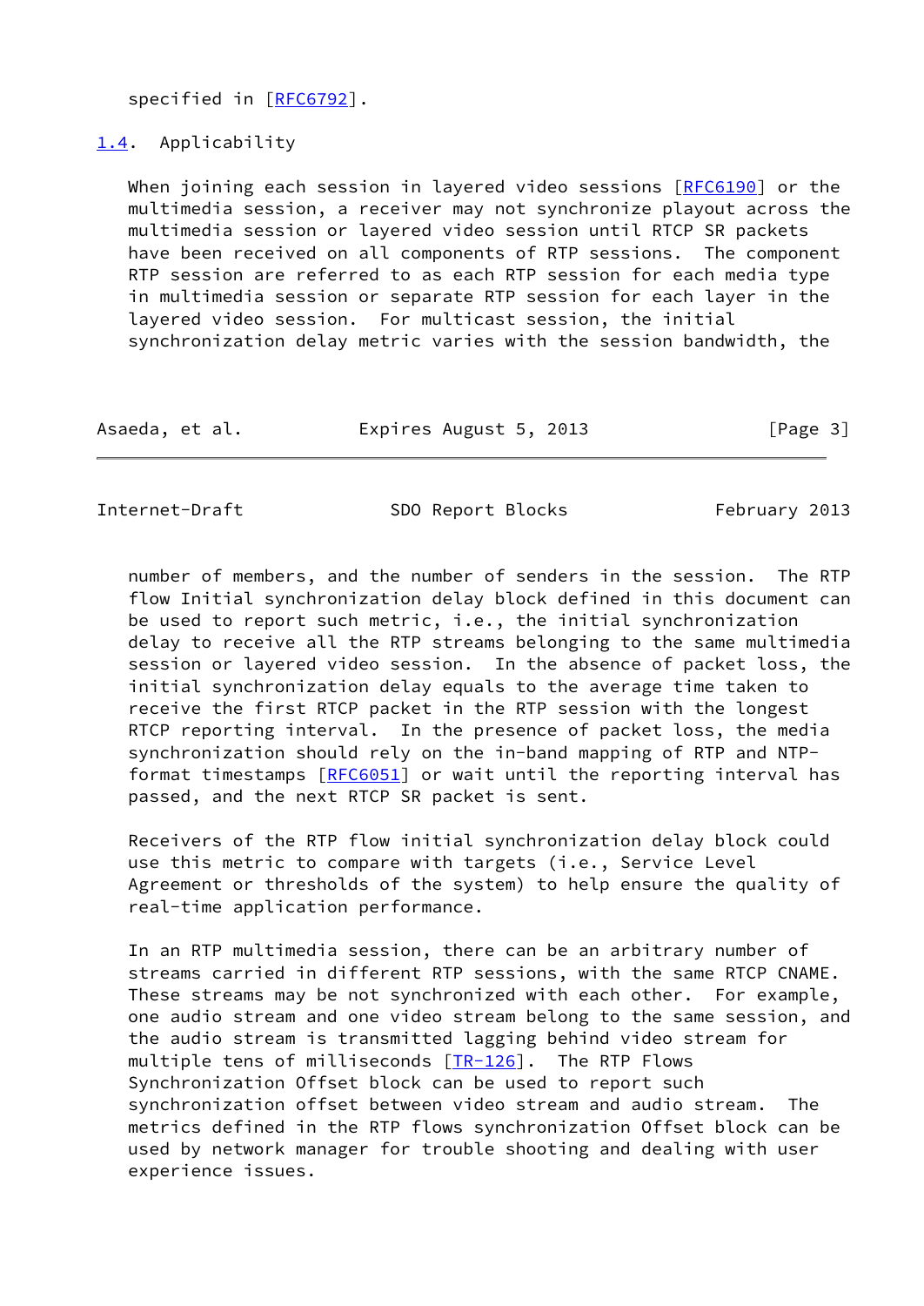specified in [RFC6792].

## 1.4. Applicability

When joining each session in layered video sessions [RFC6190] or the multimedia session, a receiver may not synchronize playout across the multimedia session or layered video session until RTCP SR packets have been received on all components of RTP sessions. The component RTP session are referred to as each RTP session for each media type in multimedia session or separate RTP session for each layer in the layered video session. For multicast session, the initial synchronization delay metric varies with the session bandwidth, the number of members, and the number of senders in the session. The RTP flow Initial synchronization delay block defined in this document can be used to report such metric, i.e., the initial synchronization delay to receive all the RTP streams belonging to the same multimedia session or layered video session. In the absence of packet loss, the initial synchronization delay equals to the average time taken to receive the first RTCP packet in the RTP session with the longest RTCP reporting interval. In the presence of packet loss, the media synchronization should rely on the in-band mapping of RTP and NTP-format timestamps [RFC6051] or wait until the reporting interval has passed, and the next RTCP SR packet is sent.

Receivers of the RTP flow initial synchronization delay block could use this metric to compare with targets (i.e., Service Level Agreement or thresholds of the system) to help ensure the quality of real-time application performance.

In an RTP multimedia session, there can be an arbitrary number of streams carried in different RTP sessions, with the same RTCP CNAME. These streams may be not synchronized with each other. For example, one audio stream and one video stream belong to the same session, and the audio stream is transmitted lagging behind video stream for multiple tens of milliseconds [TR-126]. The RTP Flows Synchronization Offset block can be used to report such synchronization offset between video stream and audio stream. The metrics defined in the RTP flows synchronization Offset block can be used by network manager for trouble shooting and dealing with user experience issues.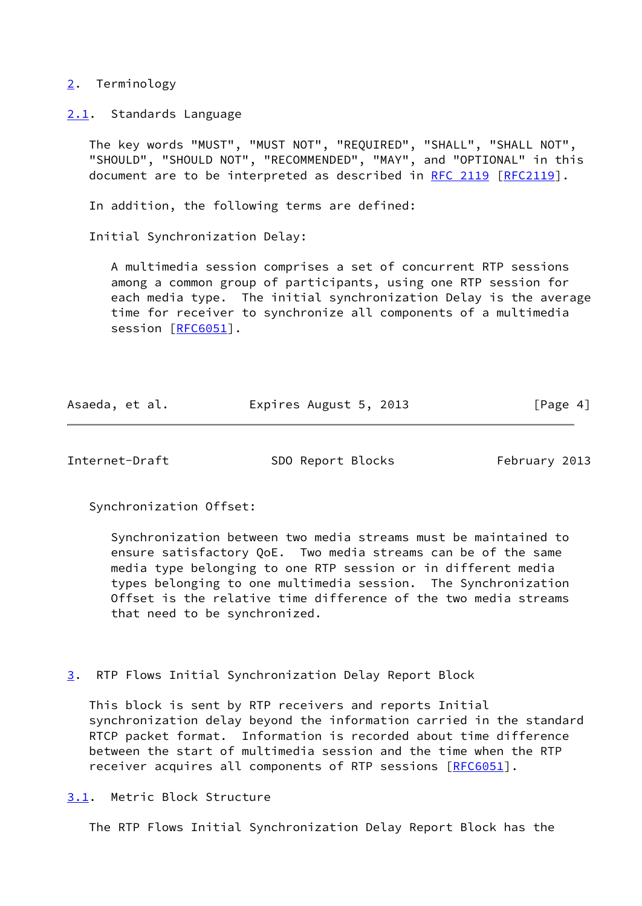## 2. Terminology

### 2.1. Standards Language

The key words "MUST", "MUST NOT", "REQUIRED", "SHALL", "SHALL NOT", "SHOULD", "SHOULD NOT", "RECOMMENDED", "MAY", and "OPTIONAL" in this document are to be interpreted as described in RFC 2119 [RFC2119].

In addition, the following terms are defined:

Initial Synchronization Delay:

> A multimedia session comprises a set of concurrent RTP sessions among a common group of participants, using one RTP session for each media type. The initial synchronization Delay is the average time for receiver to synchronize all components of a multimedia session [RFC6051].

Synchronization Offset:

> Synchronization between two media streams must be maintained to ensure satisfactory QoE. Two media streams can be of the same media type belonging to one RTP session or in different media types belonging to one multimedia session. The Synchronization Offset is the relative time difference of the two media streams that need to be synchronized.

## 3. RTP Flows Initial Synchronization Delay Report Block

This block is sent by RTP receivers and reports Initial synchronization delay beyond the information carried in the standard RTCP packet format. Information is recorded about time difference between the start of multimedia session and the time when the RTP receiver acquires all components of RTP sessions [RFC6051].

### 3.1. Metric Block Structure

The RTP Flows Initial Synchronization Delay Report Block has the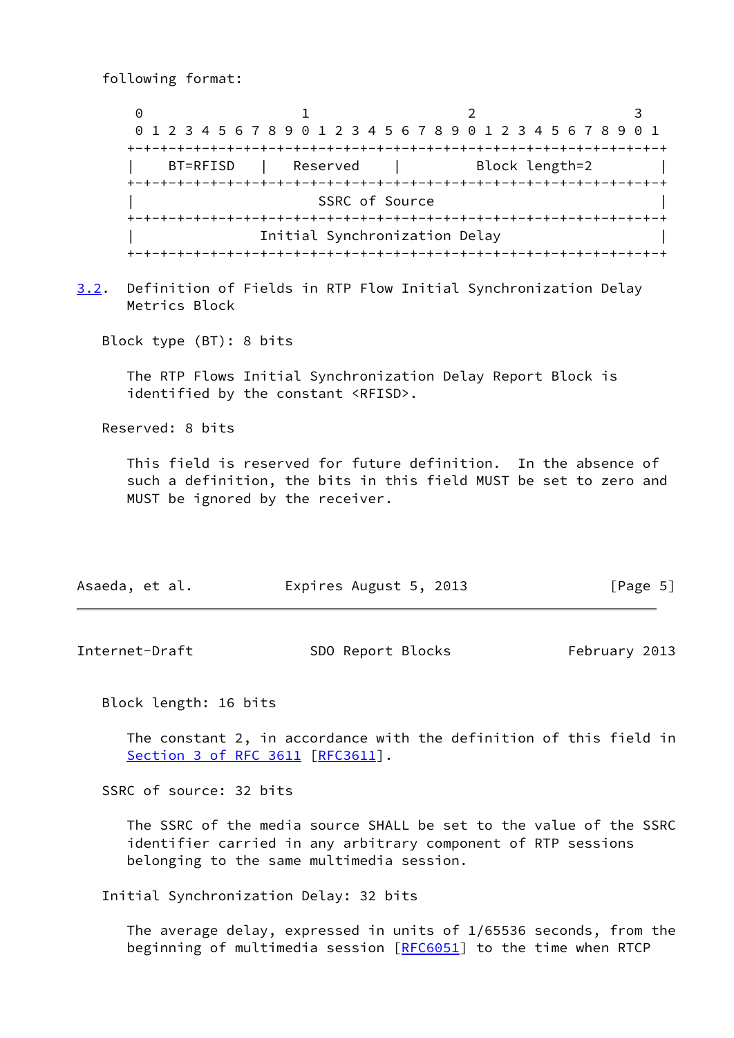following format:

```
     0                   1                   2                   3
     0 1 2 3 4 5 6 7 8 9 0 1 2 3 4 5 6 7 8 9 0 1 2 3 4 5 6 7 8 9 0 1
    +-+-+-+-+-+-+-+-+-+-+-+-+-+-+-+-+-+-+-+-+-+-+-+-+-+-+-+-+-+-+-+-+
    |    BT=RFISD   |   Reserved    |         Block length=2        |
    +-+-+-+-+-+-+-+-+-+-+-+-+-+-+-+-+-+-+-+-+-+-+-+-+-+-+-+-+-+-+-+-+
    |                        SSRC of Source                         |
    +-+-+-+-+-+-+-+-+-+-+-+-+-+-+-+-+-+-+-+-+-+-+-+-+-+-+-+-+-+-+-+-+
    |               Initial Synchronization Delay                   |
    +-+-+-+-+-+-+-+-+-+-+-+-+-+-+-+-+-+-+-+-+-+-+-+-+-+-+-+-+-+-+-+-+
```

### 3.2. Definition of Fields in RTP Flow Initial Synchronization Delay Metrics Block

Block type (BT): 8 bits

The RTP Flows Initial Synchronization Delay Report Block is identified by the constant <RFISD>.

Reserved: 8 bits

This field is reserved for future definition. In the absence of such a definition, the bits in this field MUST be set to zero and MUST be ignored by the receiver.

Block length: 16 bits

The constant 2, in accordance with the definition of this field in Section 3 of RFC 3611 [RFC3611].

SSRC of source: 32 bits

The SSRC of the media source SHALL be set to the value of the SSRC identifier carried in any arbitrary component of RTP sessions belonging to the same multimedia session.

Initial Synchronization Delay: 32 bits

The average delay, expressed in units of 1/65536 seconds, from the beginning of multimedia session [RFC6051] to the time when RTCP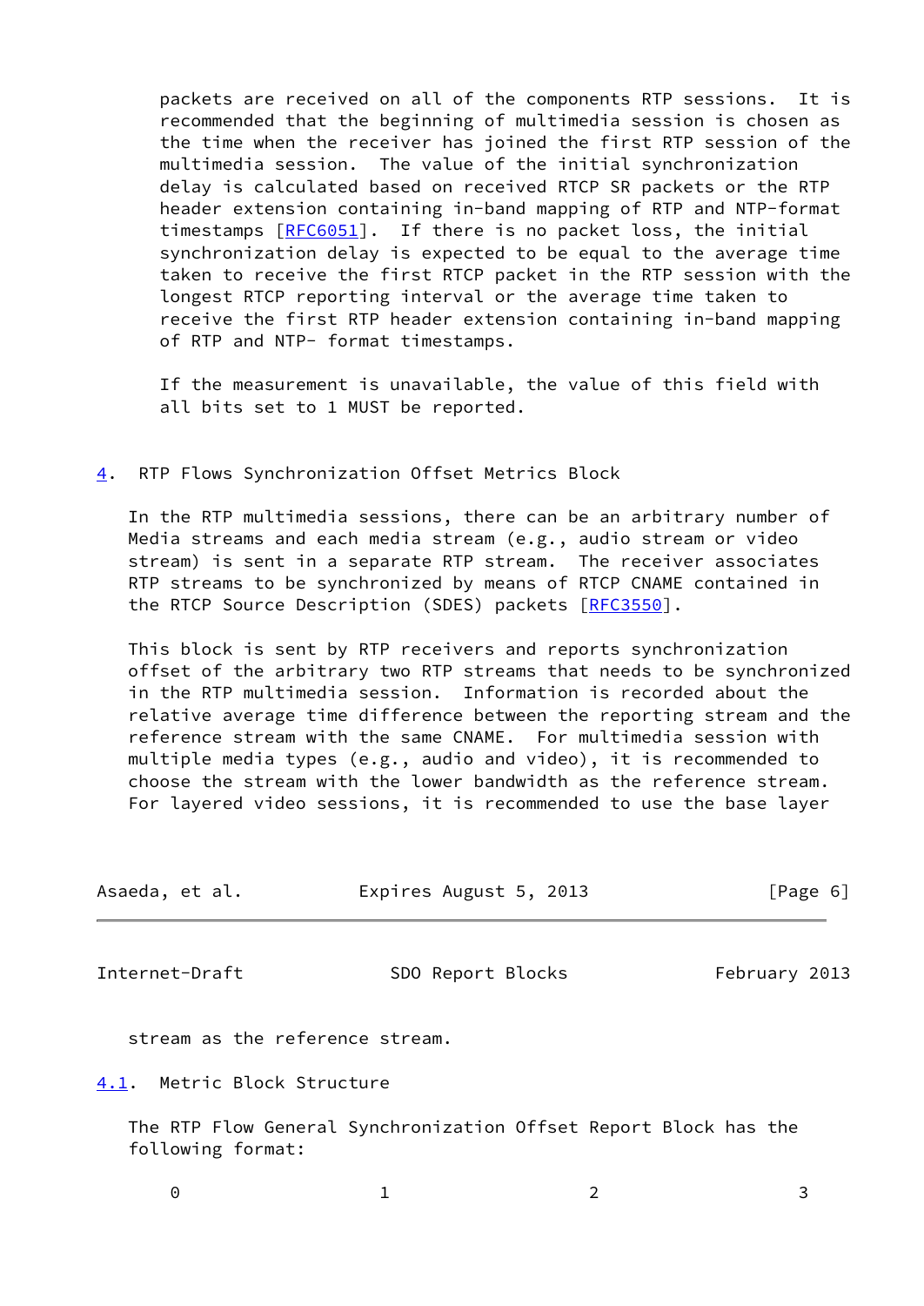packets are received on all of the components RTP sessions. It is recommended that the beginning of multimedia session is chosen as the time when the receiver has joined the first RTP session of the multimedia session. The value of the initial synchronization delay is calculated based on received RTCP SR packets or the RTP header extension containing in-band mapping of RTP and NTP-format timestamps [RFC6051]. If there is no packet loss, the initial synchronization delay is expected to be equal to the average time taken to receive the first RTCP packet in the RTP session with the longest RTCP reporting interval or the average time taken to receive the first RTP header extension containing in-band mapping of RTP and NTP- format timestamps.

If the measurement is unavailable, the value of this field with all bits set to 1 MUST be reported.

## 4. RTP Flows Synchronization Offset Metrics Block

In the RTP multimedia sessions, there can be an arbitrary number of Media streams and each media stream (e.g., audio stream or video stream) is sent in a separate RTP stream. The receiver associates RTP streams to be synchronized by means of RTCP CNAME contained in the RTCP Source Description (SDES) packets [RFC3550].

This block is sent by RTP receivers and reports synchronization offset of the arbitrary two RTP streams that needs to be synchronized in the RTP multimedia session. Information is recorded about the relative average time difference between the reporting stream and the reference stream with the same CNAME. For multimedia session with multiple media types (e.g., audio and video), it is recommended to choose the stream with the lower bandwidth as the reference stream. For layered video sessions, it is recommended to use the base layer stream as the reference stream.

### 4.1. Metric Block Structure

The RTP Flow General Synchronization Offset Report Block has the following format:

```
    0                   1                   2                   3
```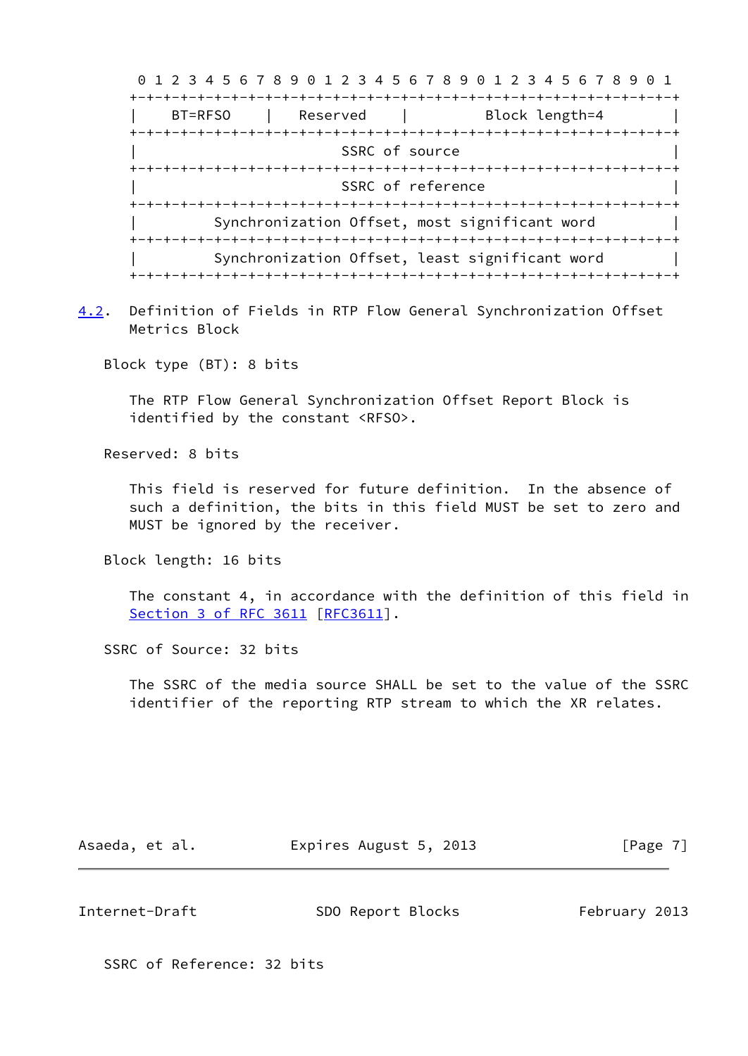```
 0 1 2 3 4 5 6 7 8 9 0 1 2 3 4 5 6 7 8 9 0 1 2 3 4 5 6 7 8 9 0 1
+-+-+-+-+-+-+-+-+-+-+-+-+-+-+-+-+-+-+-+-+-+-+-+-+-+-+-+-+-+-+-+-+
|    BT=RFSO    |   Reserved    |         Block length=4        |
+-+-+-+-+-+-+-+-+-+-+-+-+-+-+-+-+-+-+-+-+-+-+-+-+-+-+-+-+-+-+-+-+
|                         SSRC of source                        |
+-+-+-+-+-+-+-+-+-+-+-+-+-+-+-+-+-+-+-+-+-+-+-+-+-+-+-+-+-+-+-+-+
|                        SSRC of reference                      |
+-+-+-+-+-+-+-+-+-+-+-+-+-+-+-+-+-+-+-+-+-+-+-+-+-+-+-+-+-+-+-+-+
|         Synchronization Offset, most significant word         |
+-+-+-+-+-+-+-+-+-+-+-+-+-+-+-+-+-+-+-+-+-+-+-+-+-+-+-+-+-+-+-+-+
|         Synchronization Offset, least significant word        |
+-+-+-+-+-+-+-+-+-+-+-+-+-+-+-+-+-+-+-+-+-+-+-+-+-+-+-+-+-+-+-+-+
```

## 4.2. Definition of Fields in RTP Flow General Synchronization Offset Metrics Block

Block type (BT): 8 bits

The RTP Flow General Synchronization Offset Report Block is identified by the constant <RFSO>.

Reserved: 8 bits

This field is reserved for future definition. In the absence of such a definition, the bits in this field MUST be set to zero and MUST be ignored by the receiver.

Block length: 16 bits

The constant 4, in accordance with the definition of this field in Section 3 of RFC 3611 [RFC3611].

SSRC of Source: 32 bits

The SSRC of the media source SHALL be set to the value of the SSRC identifier of the reporting RTP stream to which the XR relates.

SSRC of Reference: 32 bits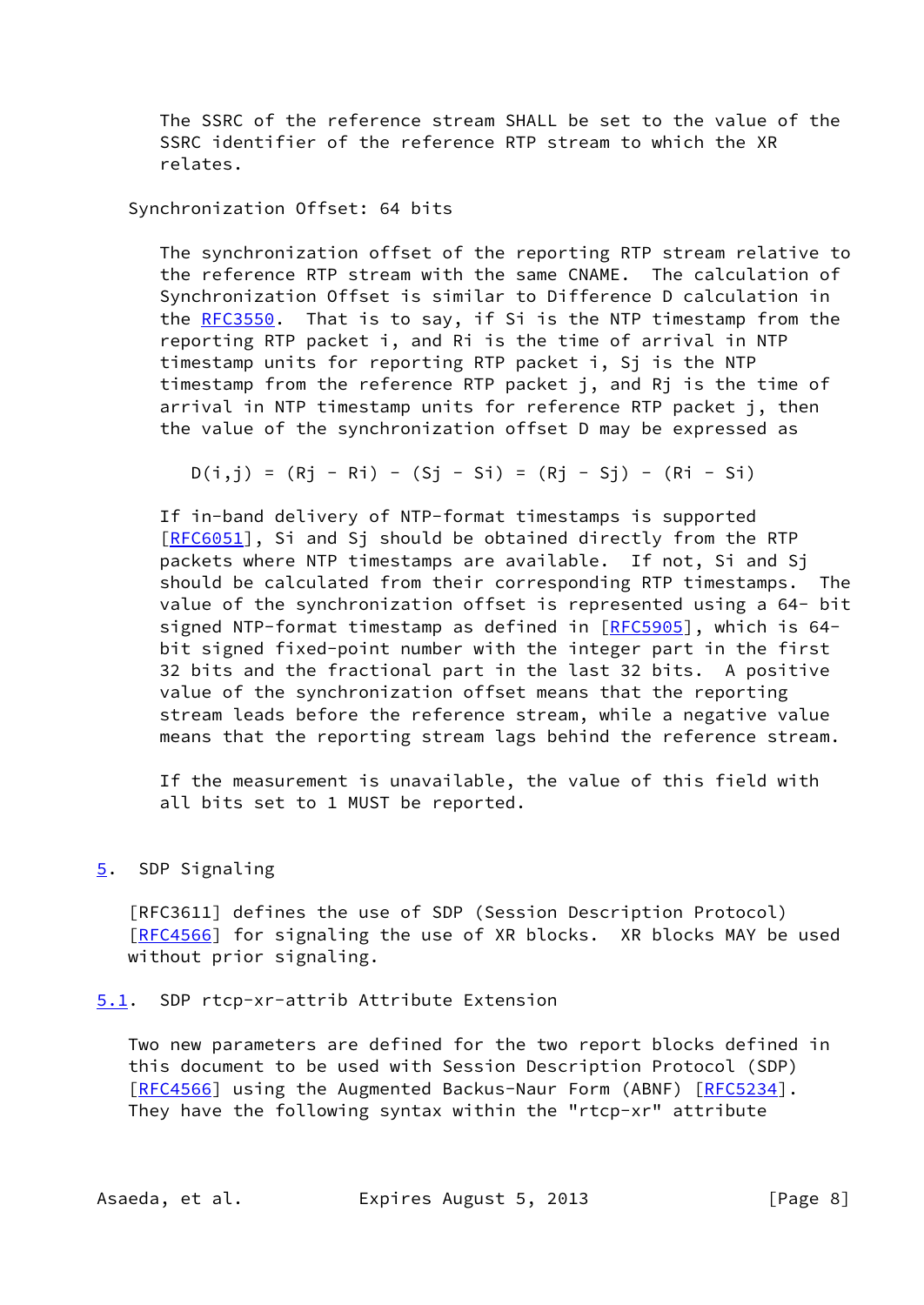The SSRC of the reference stream SHALL be set to the value of the SSRC identifier of the reference RTP stream to which the XR relates.

Synchronization Offset: 64 bits

The synchronization offset of the reporting RTP stream relative to the reference RTP stream with the same CNAME. The calculation of Synchronization Offset is similar to Difference D calculation in the RFC3550. That is to say, if Si is the NTP timestamp from the reporting RTP packet i, and Ri is the time of arrival in NTP timestamp units for reporting RTP packet i, Sj is the NTP timestamp from the reference RTP packet j, and Rj is the time of arrival in NTP timestamp units for reference RTP packet j, then the value of the synchronization offset D may be expressed as

$$D(i,j) = (Rj - Ri) - (Sj - Si) = (Rj - Sj) - (Ri - Si)$$

If in-band delivery of NTP-format timestamps is supported [RFC6051], Si and Sj should be obtained directly from the RTP packets where NTP timestamps are available. If not, Si and Sj should be calculated from their corresponding RTP timestamps. The value of the synchronization offset is represented using a 64- bit signed NTP-format timestamp as defined in [RFC5905], which is 64-bit signed fixed-point number with the integer part in the first 32 bits and the fractional part in the last 32 bits. A positive value of the synchronization offset means that the reporting stream leads before the reference stream, while a negative value means that the reporting stream lags behind the reference stream.

If the measurement is unavailable, the value of this field with all bits set to 1 MUST be reported.

## 5. SDP Signaling

[RFC3611] defines the use of SDP (Session Description Protocol) [RFC4566] for signaling the use of XR blocks. XR blocks MAY be used without prior signaling.

### 5.1. SDP rtcp-xr-attrib Attribute Extension

Two new parameters are defined for the two report blocks defined in this document to be used with Session Description Protocol (SDP) [RFC4566] using the Augmented Backus-Naur Form (ABNF) [RFC5234]. They have the following syntax within the "rtcp-xr" attribute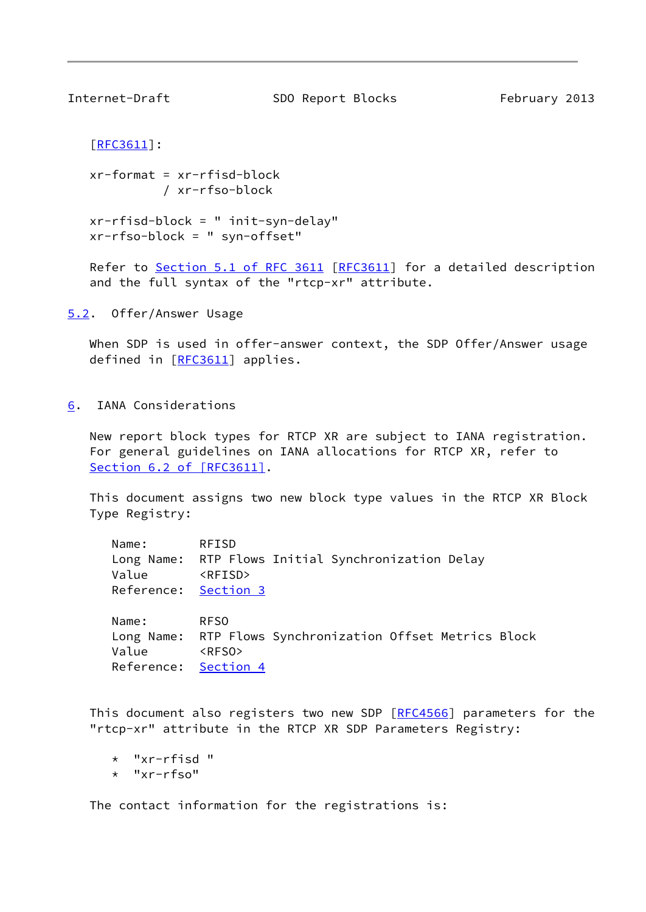[RFC3611]:

```
xr-format = xr-rfisd-block
          / xr-rfso-block

xr-rfisd-block = " init-syn-delay"
xr-rfso-block = " syn-offset"
```

Refer to Section 5.1 of RFC 3611 [RFC3611] for a detailed description and the full syntax of the "rtcp-xr" attribute.

## 5.2. Offer/Answer Usage

When SDP is used in offer-answer context, the SDP Offer/Answer usage defined in [RFC3611] applies.

# 6. IANA Considerations

New report block types for RTCP XR are subject to IANA registration. For general guidelines on IANA allocations for RTCP XR, refer to Section 6.2 of [RFC3611].

This document assigns two new block type values in the RTCP XR Block Type Registry:

```
Name:        RFISD
Long Name:   RTP Flows Initial Synchronization Delay
Value        <RFISD>
Reference:   Section 3

Name:        RFSO
Long Name:   RTP Flows Synchronization Offset Metrics Block
Value        <RFSO>
Reference:   Section 4
```

This document also registers two new SDP [RFC4566] parameters for the "rtcp-xr" attribute in the RTCP XR SDP Parameters Registry:

* "xr-rfisd "
* "xr-rfso"

The contact information for the registrations is: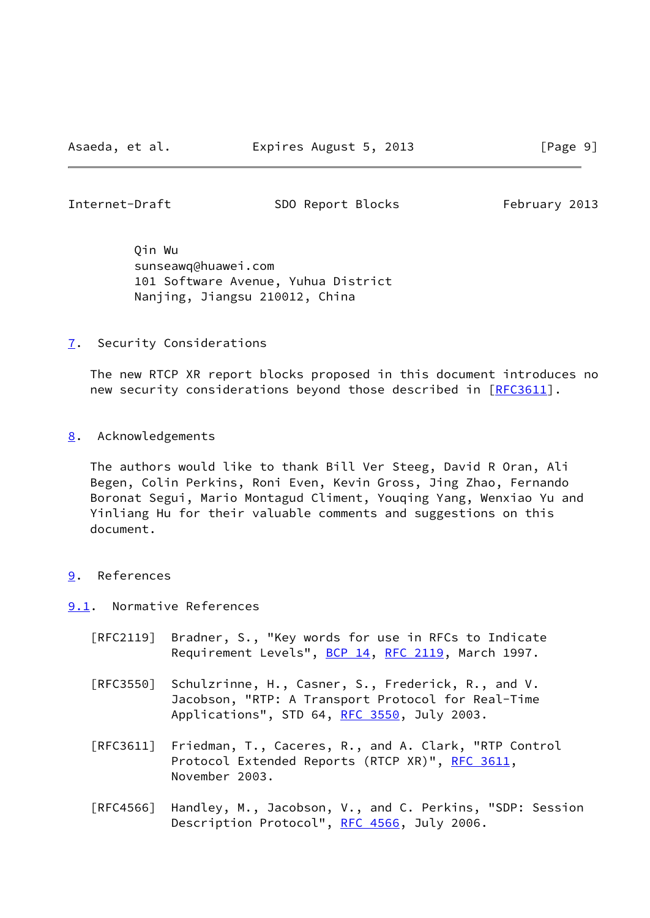Qin Wu
sunseawq@huawei.com
101 Software Avenue, Yuhua District
Nanjing, Jiangsu 210012, China

## 7. Security Considerations

The new RTCP XR report blocks proposed in this document introduces no new security considerations beyond those described in [RFC3611].

## 8. Acknowledgements

The authors would like to thank Bill Ver Steeg, David R Oran, Ali Begen, Colin Perkins, Roni Even, Kevin Gross, Jing Zhao, Fernando Boronat Segui, Mario Montagud Climent, Youqing Yang, Wenxiao Yu and Yinliang Hu for their valuable comments and suggestions on this document.

## 9. References

### 9.1. Normative References

[RFC2119] Bradner, S., "Key words for use in RFCs to Indicate Requirement Levels", BCP 14, RFC 2119, March 1997.

[RFC3550] Schulzrinne, H., Casner, S., Frederick, R., and V. Jacobson, "RTP: A Transport Protocol for Real-Time Applications", STD 64, RFC 3550, July 2003.

[RFC3611] Friedman, T., Caceres, R., and A. Clark, "RTP Control Protocol Extended Reports (RTCP XR)", RFC 3611, November 2003.

[RFC4566] Handley, M., Jacobson, V., and C. Perkins, "SDP: Session Description Protocol", RFC 4566, July 2006.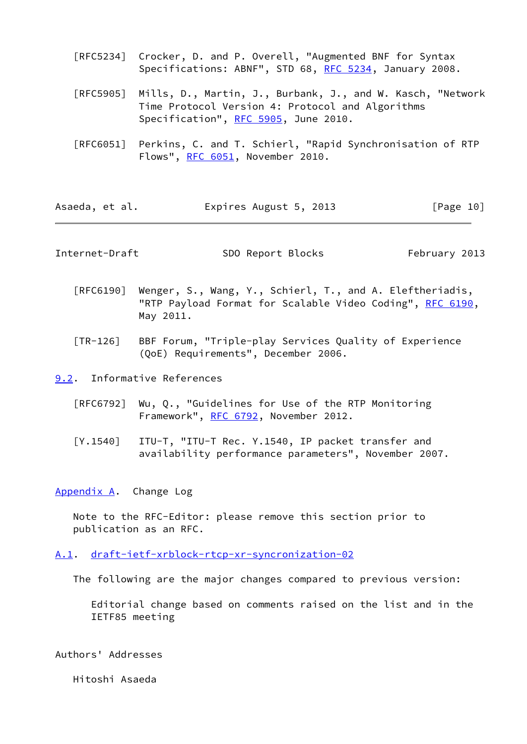[RFC5234] Crocker, D. and P. Overell, "Augmented BNF for Syntax Specifications: ABNF", STD 68, RFC 5234, January 2008.

[RFC5905] Mills, D., Martin, J., Burbank, J., and W. Kasch, "Network Time Protocol Version 4: Protocol and Algorithms Specification", RFC 5905, June 2010.

[RFC6051] Perkins, C. and T. Schierl, "Rapid Synchronisation of RTP Flows", RFC 6051, November 2010.

[RFC6190] Wenger, S., Wang, Y., Schierl, T., and A. Eleftheriadis, "RTP Payload Format for Scalable Video Coding", RFC 6190, May 2011.

[TR-126] BBF Forum, "Triple-play Services Quality of Experience (QoE) Requirements", December 2006.

### 9.2. Informative References

[RFC6792] Wu, Q., "Guidelines for Use of the RTP Monitoring Framework", RFC 6792, November 2012.

[Y.1540] ITU-T, "ITU-T Rec. Y.1540, IP packet transfer and availability performance parameters", November 2007.

## Appendix A. Change Log

Note to the RFC-Editor: please remove this section prior to publication as an RFC.

### A.1. draft-ietf-xrblock-rtcp-xr-syncronization-02

The following are the major changes compared to previous version:

Editorial change based on comments raised on the list and in the IETF85 meeting

## Authors' Addresses

Hitoshi Asaeda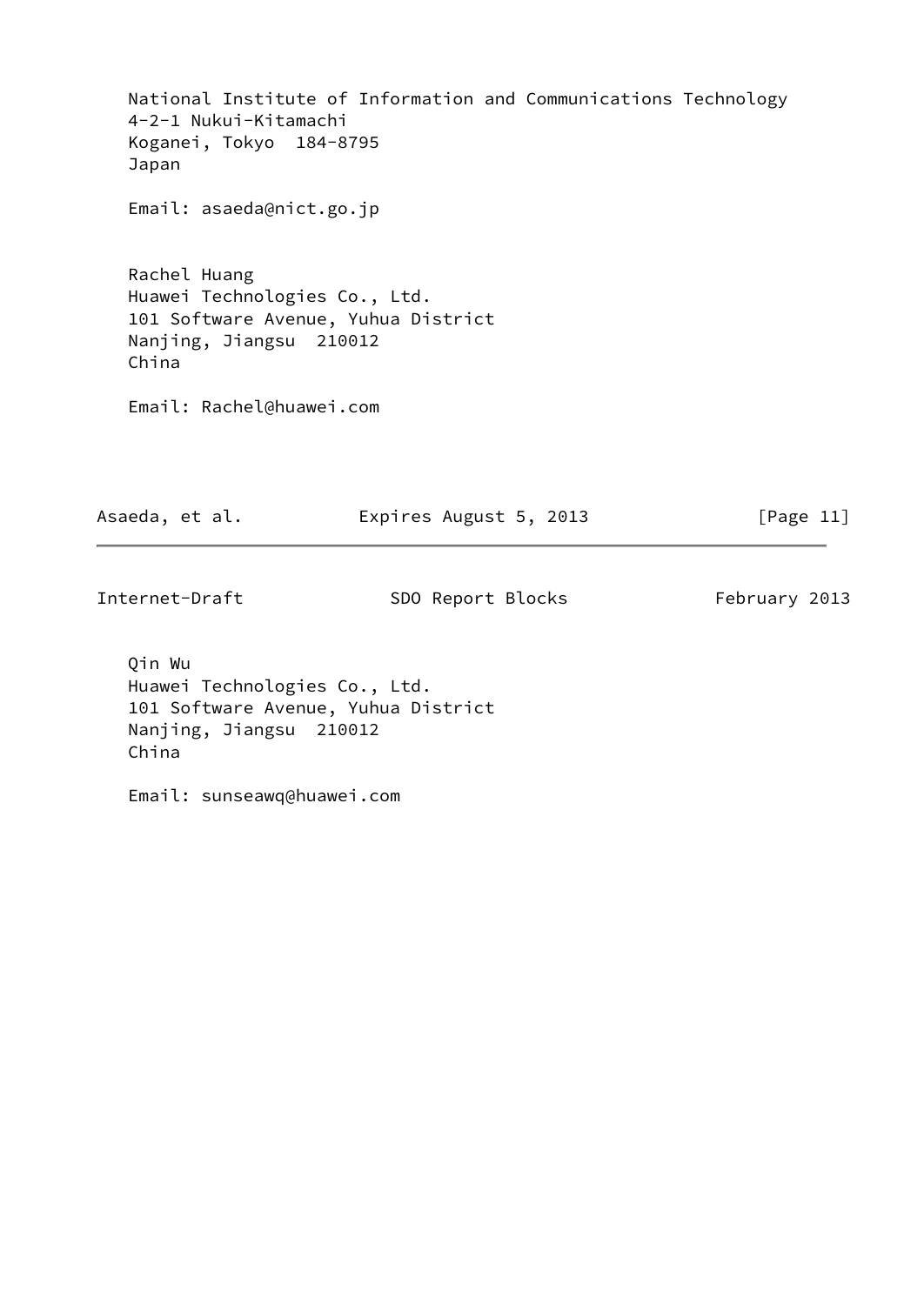National Institute of Information and Communications Technology
4-2-1 Nukui-Kitamachi
Koganei, Tokyo  184-8795
Japan

Email: asaeda@nict.go.jp

Rachel Huang
Huawei Technologies Co., Ltd.
101 Software Avenue, Yuhua District
Nanjing, Jiangsu  210012
China

Email: Rachel@huawei.com

Qin Wu
Huawei Technologies Co., Ltd.
101 Software Avenue, Yuhua District
Nanjing, Jiangsu  210012
China

Email: sunseawq@huawei.com